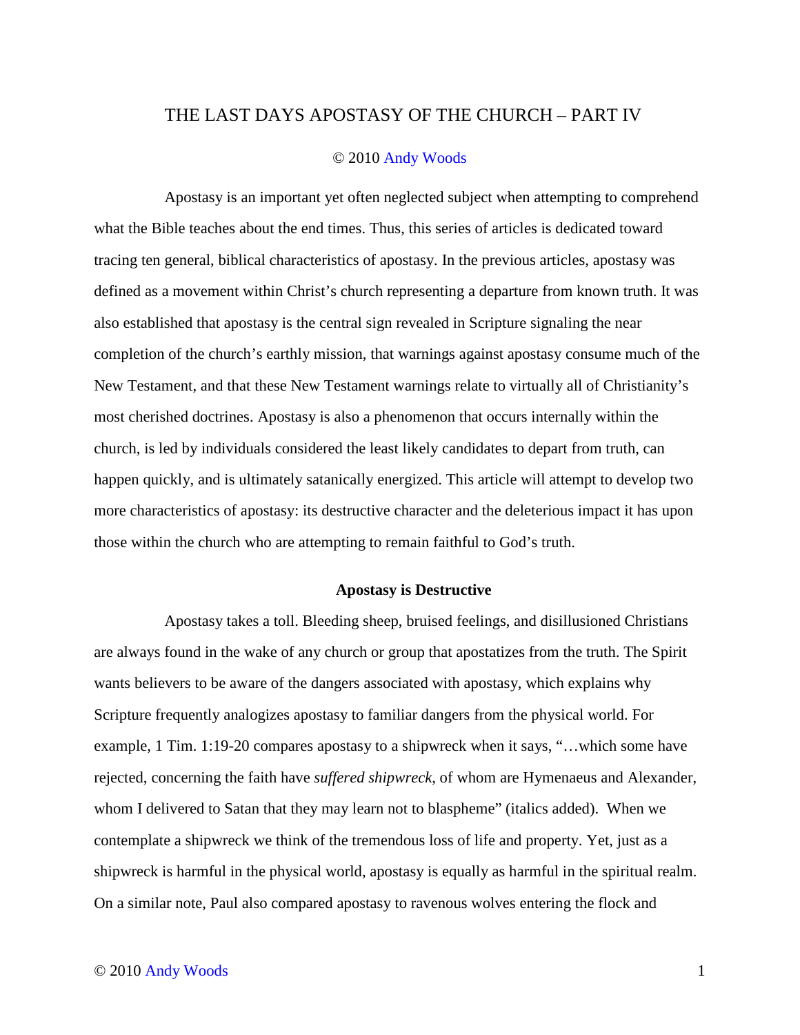# THE LAST DAYS APOSTASY OF THE CHURCH – PART IV

© 2010 Andy Woods

Apostasy is an important yet often neglected subject when attempting to comprehend what the Bible teaches about the end times. Thus, this series of articles is dedicated toward tracing ten general, biblical characteristics of apostasy. In the previous articles, apostasy was defined as a movement within Christ's church representing a departure from known truth. It was also established that apostasy is the central sign revealed in Scripture signaling the near completion of the church's earthly mission, that warnings against apostasy consume much of the New Testament, and that these New Testament warnings relate to virtually all of Christianity's most cherished doctrines. Apostasy is also a phenomenon that occurs internally within the church, is led by individuals considered the least likely candidates to depart from truth, can happen quickly, and is ultimately satanically energized. This article will attempt to develop two more characteristics of apostasy: its destructive character and the deleterious impact it has upon those within the church who are attempting to remain faithful to God's truth.

**Apostasy is Destructive**

Apostasy takes a toll. Bleeding sheep, bruised feelings, and disillusioned Christians are always found in the wake of any church or group that apostatizes from the truth. The Spirit wants believers to be aware of the dangers associated with apostasy, which explains why Scripture frequently analogizes apostasy to familiar dangers from the physical world. For example, 1 Tim. 1:19-20 compares apostasy to a shipwreck when it says, "…which some have rejected, concerning the faith have *suffered shipwreck*, of whom are Hymenaeus and Alexander, whom I delivered to Satan that they may learn not to blaspheme" (italics added). When we contemplate a shipwreck we think of the tremendous loss of life and property. Yet, just as a shipwreck is harmful in the physical world, apostasy is equally as harmful in the spiritual realm. On a similar note, Paul also compared apostasy to ravenous wolves entering the flock and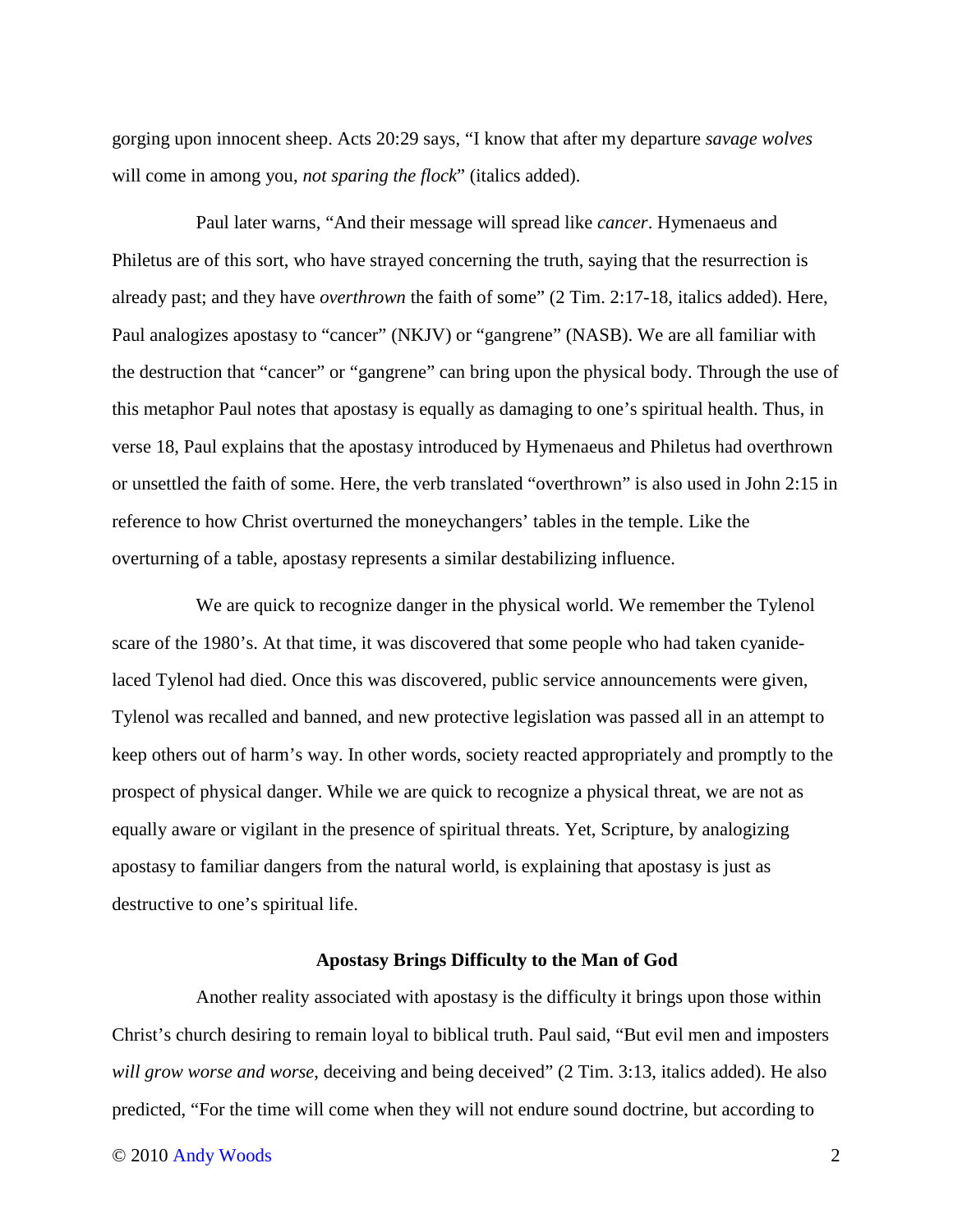gorging upon innocent sheep. Acts 20:29 says, "I know that after my departure *savage wolves* will come in among you, *not sparing the flock*" (italics added).

Paul later warns, "And their message will spread like *cancer*. Hymenaeus and Philetus are of this sort, who have strayed concerning the truth, saying that the resurrection is already past; and they have *overthrown* the faith of some" (2 Tim. 2:17-18, italics added). Here, Paul analogizes apostasy to "cancer" (NKJV) or "gangrene" (NASB). We are all familiar with the destruction that "cancer" or "gangrene" can bring upon the physical body. Through the use of this metaphor Paul notes that apostasy is equally as damaging to one's spiritual health. Thus, in verse 18, Paul explains that the apostasy introduced by Hymenaeus and Philetus had overthrown or unsettled the faith of some. Here, the verb translated "overthrown" is also used in John 2:15 in reference to how Christ overturned the moneychangers' tables in the temple. Like the overturning of a table, apostasy represents a similar destabilizing influence.

We are quick to recognize danger in the physical world. We remember the Tylenol scare of the 1980's. At that time, it was discovered that some people who had taken cyanide-laced Tylenol had died. Once this was discovered, public service announcements were given, Tylenol was recalled and banned, and new protective legislation was passed all in an attempt to keep others out of harm's way. In other words, society reacted appropriately and promptly to the prospect of physical danger. While we are quick to recognize a physical threat, we are not as equally aware or vigilant in the presence of spiritual threats. Yet, Scripture, by analogizing apostasy to familiar dangers from the natural world, is explaining that apostasy is just as destructive to one's spiritual life.

**Apostasy Brings Difficulty to the Man of God**

Another reality associated with apostasy is the difficulty it brings upon those within Christ's church desiring to remain loyal to biblical truth. Paul said, "But evil men and imposters *will grow worse and worse*, deceiving and being deceived" (2 Tim. 3:13, italics added). He also predicted, "For the time will come when they will not endure sound doctrine, but according to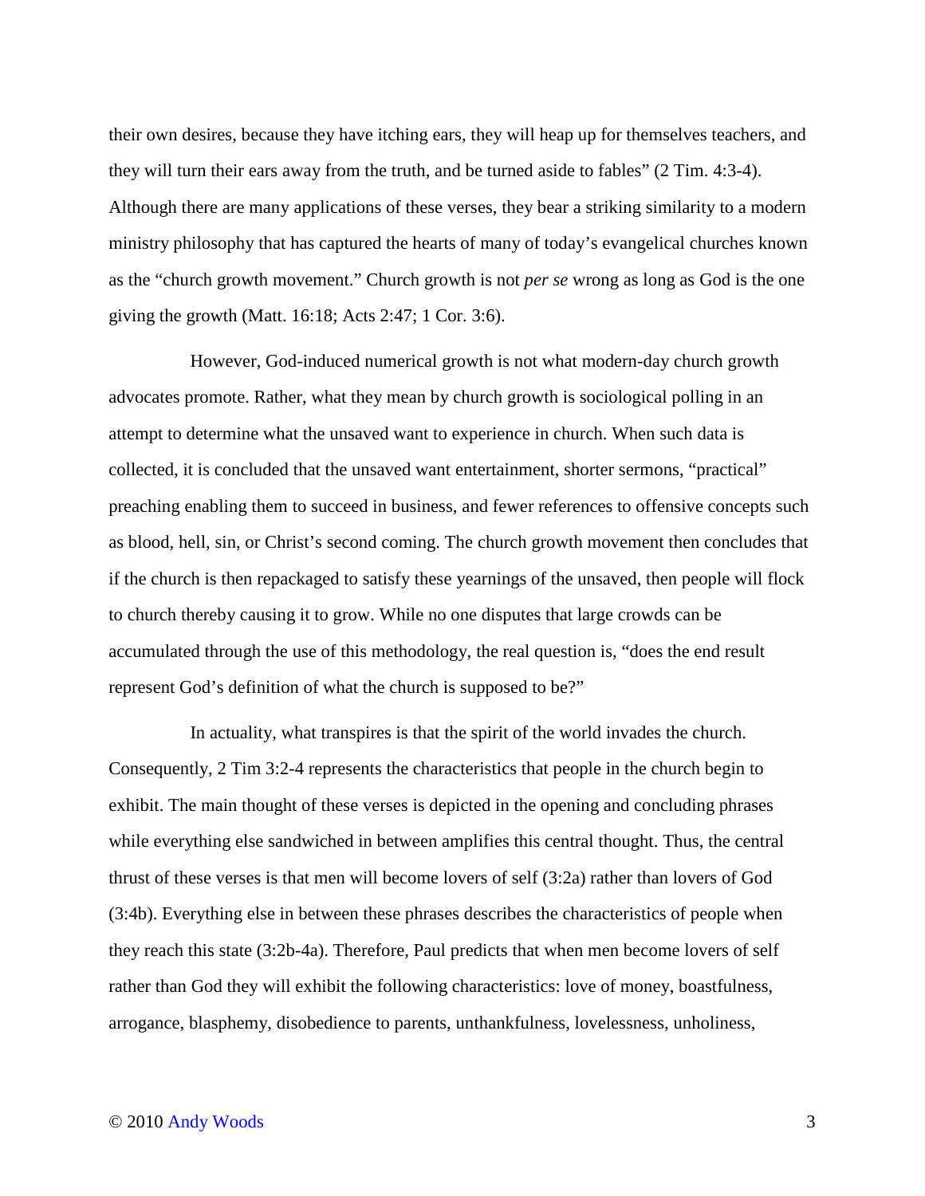their own desires, because they have itching ears, they will heap up for themselves teachers, and they will turn their ears away from the truth, and be turned aside to fables" (2 Tim. 4:3-4). Although there are many applications of these verses, they bear a striking similarity to a modern ministry philosophy that has captured the hearts of many of today's evangelical churches known as the "church growth movement." Church growth is not *per se* wrong as long as God is the one giving the growth (Matt. 16:18; Acts 2:47; 1 Cor. 3:6).

However, God-induced numerical growth is not what modern-day church growth advocates promote. Rather, what they mean by church growth is sociological polling in an attempt to determine what the unsaved want to experience in church. When such data is collected, it is concluded that the unsaved want entertainment, shorter sermons, "practical" preaching enabling them to succeed in business, and fewer references to offensive concepts such as blood, hell, sin, or Christ's second coming. The church growth movement then concludes that if the church is then repackaged to satisfy these yearnings of the unsaved, then people will flock to church thereby causing it to grow. While no one disputes that large crowds can be accumulated through the use of this methodology, the real question is, "does the end result represent God's definition of what the church is supposed to be?"

In actuality, what transpires is that the spirit of the world invades the church. Consequently, 2 Tim 3:2-4 represents the characteristics that people in the church begin to exhibit. The main thought of these verses is depicted in the opening and concluding phrases while everything else sandwiched in between amplifies this central thought. Thus, the central thrust of these verses is that men will become lovers of self (3:2a) rather than lovers of God (3:4b). Everything else in between these phrases describes the characteristics of people when they reach this state (3:2b-4a). Therefore, Paul predicts that when men become lovers of self rather than God they will exhibit the following characteristics: love of money, boastfulness, arrogance, blasphemy, disobedience to parents, unthankfulness, lovelessness, unholiness,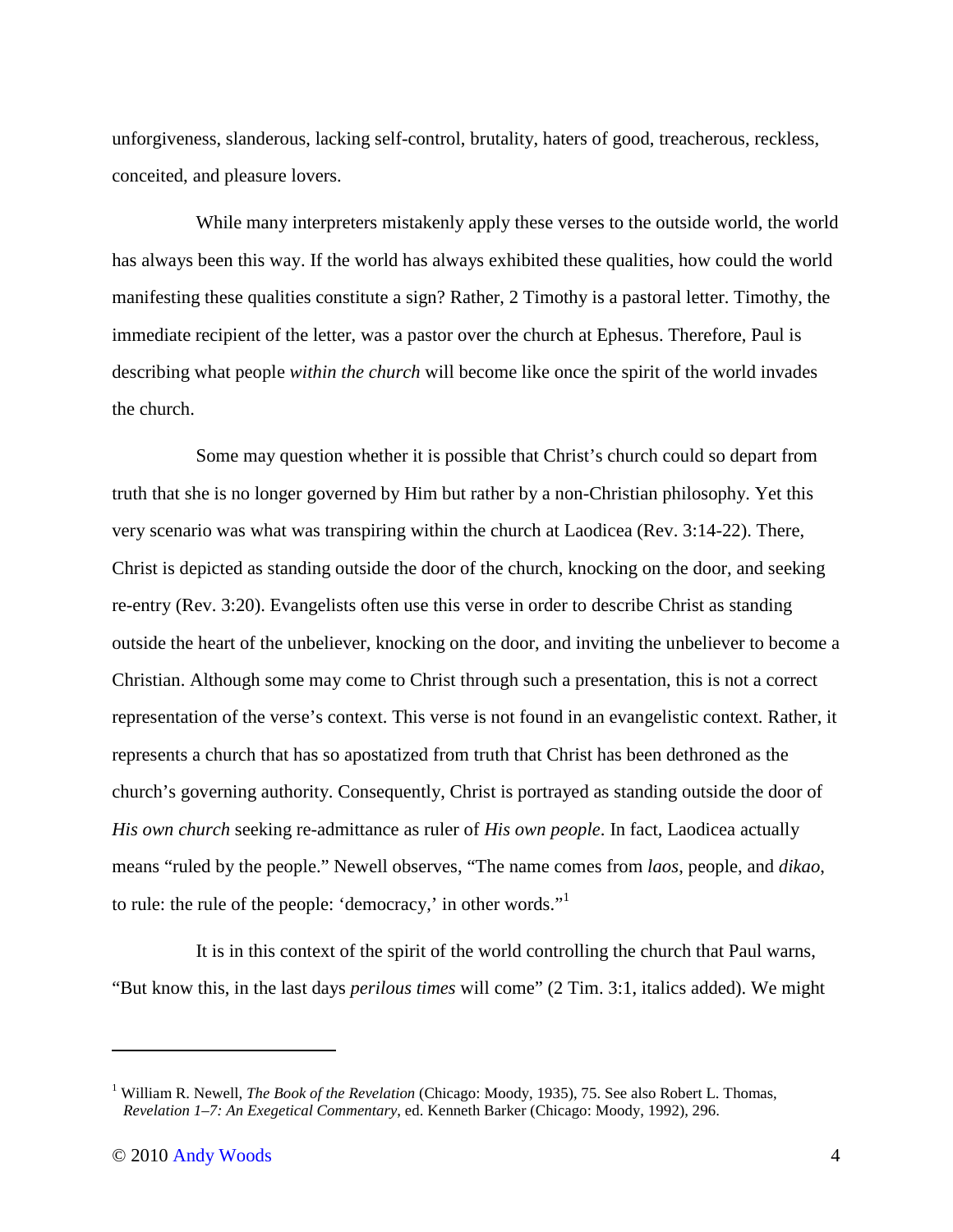unforgiveness, slanderous, lacking self-control, brutality, haters of good, treacherous, reckless, conceited, and pleasure lovers.

While many interpreters mistakenly apply these verses to the outside world, the world has always been this way. If the world has always exhibited these qualities, how could the world manifesting these qualities constitute a sign? Rather, 2 Timothy is a pastoral letter. Timothy, the immediate recipient of the letter, was a pastor over the church at Ephesus. Therefore, Paul is describing what people *within the church* will become like once the spirit of the world invades the church.

Some may question whether it is possible that Christ's church could so depart from truth that she is no longer governed by Him but rather by a non-Christian philosophy. Yet this very scenario was what was transpiring within the church at Laodicea (Rev. 3:14-22). There, Christ is depicted as standing outside the door of the church, knocking on the door, and seeking re-entry (Rev. 3:20). Evangelists often use this verse in order to describe Christ as standing outside the heart of the unbeliever, knocking on the door, and inviting the unbeliever to become a Christian. Although some may come to Christ through such a presentation, this is not a correct representation of the verse's context. This verse is not found in an evangelistic context. Rather, it represents a church that has so apostatized from truth that Christ has been dethroned as the church's governing authority. Consequently, Christ is portrayed as standing outside the door of *His own church* seeking re-admittance as ruler of *His own people*. In fact, Laodicea actually means "ruled by the people." Newell observes, "The name comes from *laos*, people, and *dikao*, to rule: the rule of the people: 'democracy,' in other words."[1]

It is in this context of the spirit of the world controlling the church that Paul warns, "But know this, in the last days *perilous times* will come" (2 Tim. 3:1, italics added). We might

---

[1] William R. Newell, *The Book of the Revelation* (Chicago: Moody, 1935), 75. See also Robert L. Thomas, *Revelation 1–7: An Exegetical Commentary*, ed. Kenneth Barker (Chicago: Moody, 1992), 296.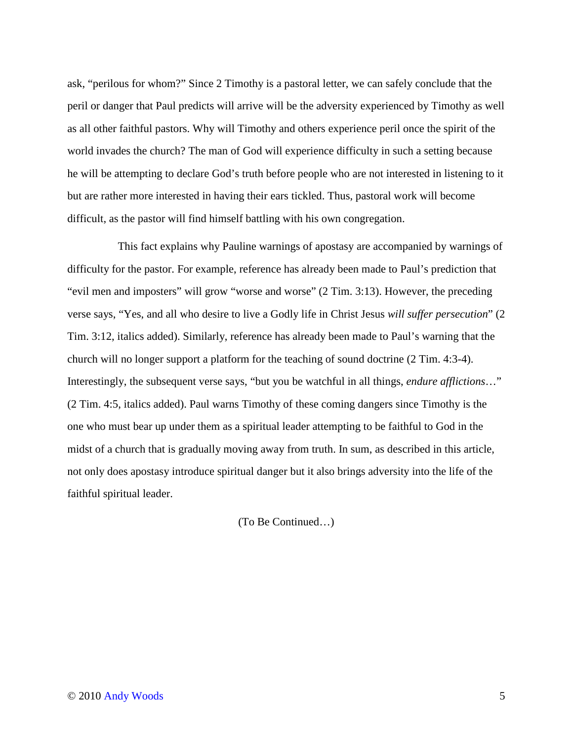ask, "perilous for whom?" Since 2 Timothy is a pastoral letter, we can safely conclude that the peril or danger that Paul predicts will arrive will be the adversity experienced by Timothy as well as all other faithful pastors. Why will Timothy and others experience peril once the spirit of the world invades the church? The man of God will experience difficulty in such a setting because he will be attempting to declare God's truth before people who are not interested in listening to it but are rather more interested in having their ears tickled. Thus, pastoral work will become difficult, as the pastor will find himself battling with his own congregation.

This fact explains why Pauline warnings of apostasy are accompanied by warnings of difficulty for the pastor. For example, reference has already been made to Paul's prediction that "evil men and imposters" will grow "worse and worse" (2 Tim. 3:13). However, the preceding verse says, "Yes, and all who desire to live a Godly life in Christ Jesus *will suffer persecution*" (2 Tim. 3:12, italics added). Similarly, reference has already been made to Paul's warning that the church will no longer support a platform for the teaching of sound doctrine (2 Tim. 4:3-4). Interestingly, the subsequent verse says, "but you be watchful in all things, *endure afflictions*…" (2 Tim. 4:5, italics added). Paul warns Timothy of these coming dangers since Timothy is the one who must bear up under them as a spiritual leader attempting to be faithful to God in the midst of a church that is gradually moving away from truth. In sum, as described in this article, not only does apostasy introduce spiritual danger but it also brings adversity into the life of the faithful spiritual leader.

(To Be Continued…)

© 2010 Andy Woods